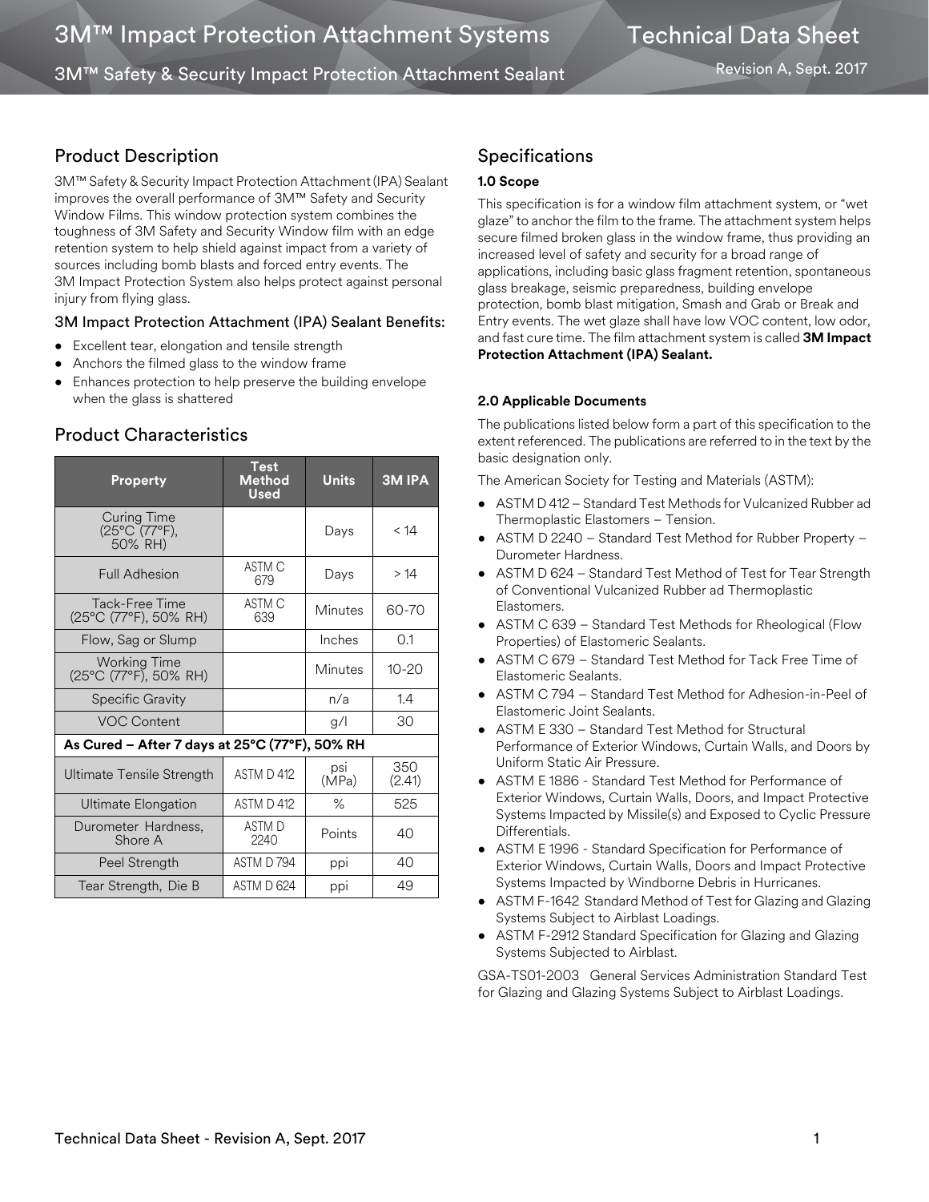# 3M™ Impact Protection Attachment Systems

## 3M™ Safety & Security Impact Protection Attachment Sealant

Technical Data Sheet

Revision A, Sept. 2017

## Product Description

3M™ Safety & Security Impact Protection Attachment (IPA) Sealant improves the overall performance of 3M™ Safety and Security Window Films. This window protection system combines the toughness of 3M Safety and Security Window film with an edge retention system to help shield against impact from a variety of sources including bomb blasts and forced entry events. The 3M Impact Protection System also helps protect against personal injury from flying glass.

### 3M Impact Protection Attachment (IPA) Sealant Benefits:

- Excellent tear, elongation and tensile strength
- Anchors the filmed glass to the window frame
- Enhances protection to help preserve the building envelope when the glass is shattered

## Product Characteristics

| Property | Test Method Used | Units | 3M IPA |
|---|---|---|---|
| Curing Time (25°C (77°F), 50% RH) | | Days | < 14 |
| Full Adhesion | ASTM C 679 | Days | > 14 |
| Tack-Free Time (25°C (77°F), 50% RH) | ASTM C 639 | Minutes | 60-70 |
| Flow, Sag or Slump | | Inches | 0.1 |
| Working Time (25°C (77°F), 50% RH) | | Minutes | 10-20 |
| Specific Gravity | | n/a | 1.4 |
| VOC Content | | g/l | 30 |
| **As Cured – After 7 days at 25°C (77°F), 50% RH** | | | |
| Ultimate Tensile Strength | ASTM D 412 | psi (MPa) | 350 (2.41) |
| Ultimate Elongation | ASTM D 412 | % | 525 |
| Durometer Hardness, Shore A | ASTM D 2240 | Points | 40 |
| Peel Strength | ASTM D 794 | ppi | 40 |
| Tear Strength, Die B | ASTM D 624 | ppi | 49 |

## Specifications

**1.0 Scope**

This specification is for a window film attachment system, or "wet glaze" to anchor the film to the frame. The attachment system helps secure filmed broken glass in the window frame, thus providing an increased level of safety and security for a broad range of applications, including basic glass fragment retention, spontaneous glass breakage, seismic preparedness, building envelope protection, bomb blast mitigation, Smash and Grab or Break and Entry events. The wet glaze shall have low VOC content, low odor, and fast cure time. The film attachment system is called **3M Impact Protection Attachment (IPA) Sealant.**

**2.0 Applicable Documents**

The publications listed below form a part of this specification to the extent referenced. The publications are referred to in the text by the basic designation only.

The American Society for Testing and Materials (ASTM):

- ASTM D 412 – Standard Test Methods for Vulcanized Rubber ad Thermoplastic Elastomers – Tension.
- ASTM D 2240 – Standard Test Method for Rubber Property – Durometer Hardness.
- ASTM D 624 – Standard Test Method of Test for Tear Strength of Conventional Vulcanized Rubber ad Thermoplastic Elastomers.
- ASTM C 639 – Standard Test Methods for Rheological (Flow Properties) of Elastomeric Sealants.
- ASTM C 679 – Standard Test Method for Tack Free Time of Elastomeric Sealants.
- ASTM C 794 – Standard Test Method for Adhesion-in-Peel of Elastomeric Joint Sealants.
- ASTM E 330 – Standard Test Method for Structural Performance of Exterior Windows, Curtain Walls, and Doors by Uniform Static Air Pressure.
- ASTM E 1886 - Standard Test Method for Performance of Exterior Windows, Curtain Walls, Doors, and Impact Protective Systems Impacted by Missile(s) and Exposed to Cyclic Pressure Differentials.
- ASTM E 1996 - Standard Specification for Performance of Exterior Windows, Curtain Walls, Doors and Impact Protective Systems Impacted by Windborne Debris in Hurricanes.
- ASTM F-1642 Standard Method of Test for Glazing and Glazing Systems Subject to Airblast Loadings.
- ASTM F-2912 Standard Specification for Glazing and Glazing Systems Subjected to Airblast.

GSA-TS01-2003 General Services Administration Standard Test for Glazing and Glazing Systems Subject to Airblast Loadings.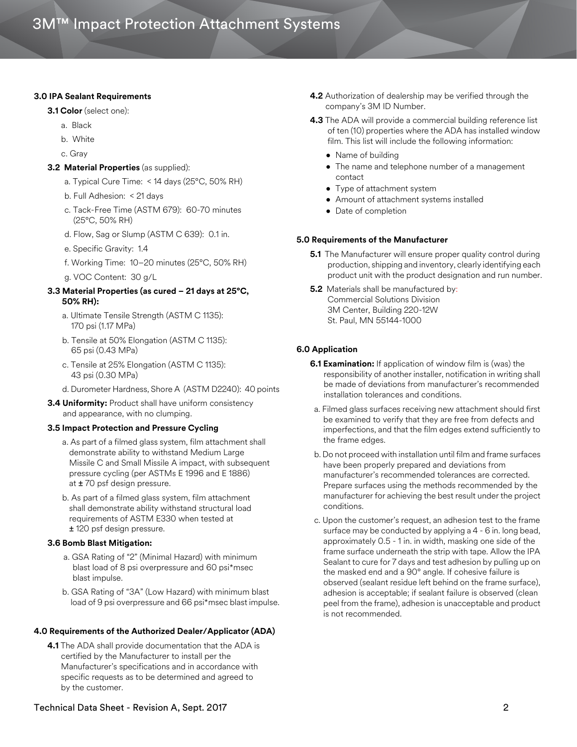### 3.0 IPA Sealant Requirements

**3.1 Color** (select one):

a. Black

b. White

c. Gray

**3.2 Material Properties** (as supplied):

a. Typical Cure Time: < 14 days (25°C, 50% RH)

b. Full Adhesion: < 21 days

c. Tack-Free Time (ASTM 679): 60-70 minutes (25°C, 50% RH)

d. Flow, Sag or Slump (ASTM C 639): 0.1 in.

e. Specific Gravity: 1.4

f. Working Time: 10–20 minutes (25°C, 50% RH)

g. VOC Content: 30 g/L

**3.3 Material Properties (as cured – 21 days at 25°C, 50% RH):**

a. Ultimate Tensile Strength (ASTM C 1135): 170 psi (1.17 MPa)

b. Tensile at 50% Elongation (ASTM C 1135): 65 psi (0.43 MPa)

c. Tensile at 25% Elongation (ASTM C 1135): 43 psi (0.30 MPa)

d. Durometer Hardness, Shore A (ASTM D2240): 40 points

**3.4 Uniformity:** Product shall have uniform consistency and appearance, with no clumping.

**3.5 Impact Protection and Pressure Cycling**

a. As part of a filmed glass system, film attachment shall demonstrate ability to withstand Medium Large Missile C and Small Missile A impact, with subsequent pressure cycling (per ASTMs E 1996 and E 1886) at ± 70 psf design pressure.

b. As part of a filmed glass system, film attachment shall demonstrate ability withstand structural load requirements of ASTM E330 when tested at ± 120 psf design pressure.

**3.6 Bomb Blast Mitigation:**

a. GSA Rating of "2" (Minimal Hazard) with minimum blast load of 8 psi overpressure and 60 psi*msec blast impulse.

b. GSA Rating of "3A" (Low Hazard) with minimum blast load of 9 psi overpressure and 66 psi*msec blast impulse.

### 4.0 Requirements of the Authorized Dealer/Applicator (ADA)

**4.1** The ADA shall provide documentation that the ADA is certified by the Manufacturer to install per the Manufacturer's specifications and in accordance with specific requests as to be determined and agreed to by the customer.

**4.2** Authorization of dealership may be verified through the company's 3M ID Number.

**4.3** The ADA will provide a commercial building reference list of ten (10) properties where the ADA has installed window film. This list will include the following information:

- Name of building
- The name and telephone number of a management contact
- Type of attachment system
- Amount of attachment systems installed
- Date of completion

### 5.0 Requirements of the Manufacturer

**5.1** The Manufacturer will ensure proper quality control during production, shipping and inventory, clearly identifying each product unit with the product designation and run number.

**5.2** Materials shall be manufactured by:
Commercial Solutions Division
3M Center, Building 220-12W
St. Paul, MN 55144-1000

### 6.0 Application

**6.1 Examination:** If application of window film is (was) the responsibility of another installer, notification in writing shall be made of deviations from manufacturer's recommended installation tolerances and conditions.

a. Filmed glass surfaces receiving new attachment should first be examined to verify that they are free from defects and imperfections, and that the film edges extend sufficiently to the frame edges.

b. Do not proceed with installation until film and frame surfaces have been properly prepared and deviations from manufacturer's recommended tolerances are corrected. Prepare surfaces using the methods recommended by the manufacturer for achieving the best result under the project conditions.

c. Upon the customer's request, an adhesion test to the frame surface may be conducted by applying a 4 - 6 in. long bead, approximately 0.5 - 1 in. in width, masking one side of the frame surface underneath the strip with tape. Allow the IPA Sealant to cure for 7 days and test adhesion by pulling up on the masked end and a 90° angle. If cohesive failure is observed (sealant residue left behind on the frame surface), adhesion is acceptable; if sealant failure is observed (clean peel from the frame), adhesion is unacceptable and product is not recommended.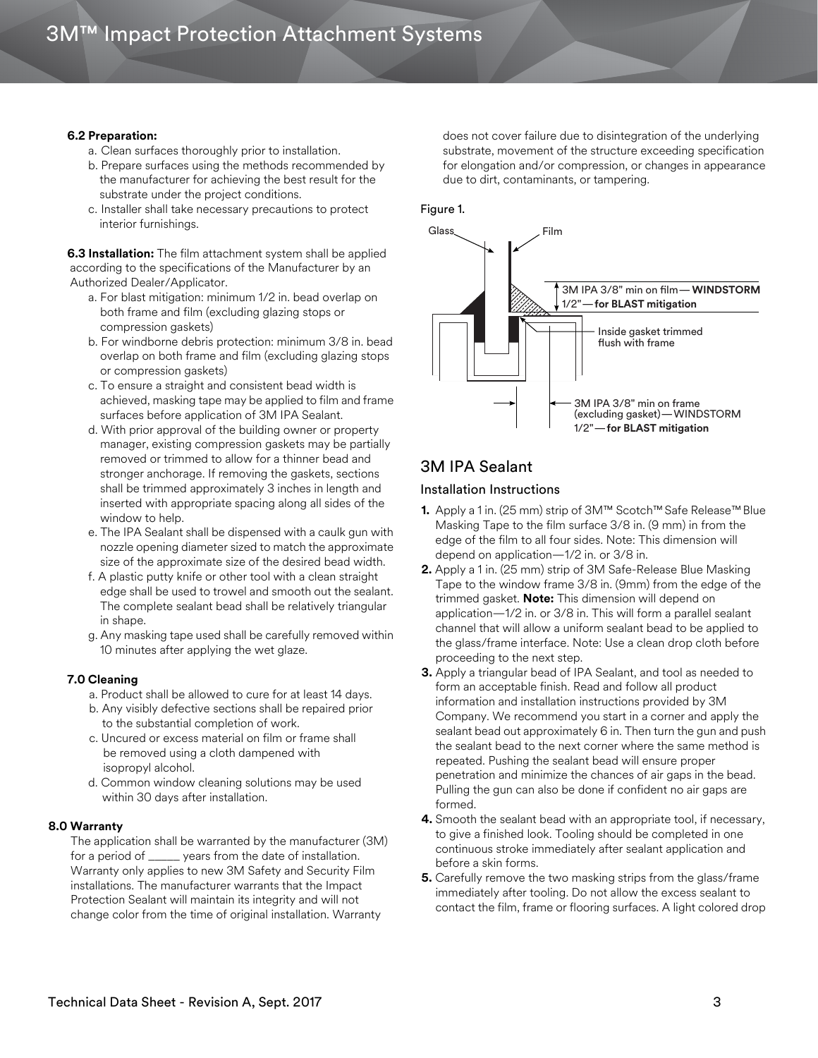**6.2 Preparation:**

a. Clean surfaces thoroughly prior to installation.
b. Prepare surfaces using the methods recommended by the manufacturer for achieving the best result for the substrate under the project conditions.
c. Installer shall take necessary precautions to protect interior furnishings.

**6.3 Installation:** The film attachment system shall be applied according to the specifications of the Manufacturer by an Authorized Dealer/Applicator.

a. For blast mitigation: minimum 1/2 in. bead overlap on both frame and film (excluding glazing stops or compression gaskets)
b. For windborne debris protection: minimum 3/8 in. bead overlap on both frame and film (excluding glazing stops or compression gaskets)
c. To ensure a straight and consistent bead width is achieved, masking tape may be applied to film and frame surfaces before application of 3M IPA Sealant.
d. With prior approval of the building owner or property manager, existing compression gaskets may be partially removed or trimmed to allow for a thinner bead and stronger anchorage. If removing the gaskets, sections shall be trimmed approximately 3 inches in length and inserted with appropriate spacing along all sides of the window to help.
e. The IPA Sealant shall be dispensed with a caulk gun with nozzle opening diameter sized to match the approximate size of the approximate size of the desired bead width.
f. A plastic putty knife or other tool with a clean straight edge shall be used to trowel and smooth out the sealant. The complete sealant bead shall be relatively triangular in shape.
g. Any masking tape used shall be carefully removed within 10 minutes after applying the wet glaze.

**7.0 Cleaning**

a. Product shall be allowed to cure for at least 14 days.
b. Any visibly defective sections shall be repaired prior to the substantial completion of work.
c. Uncured or excess material on film or frame shall be removed using a cloth dampened with isopropyl alcohol.
d. Common window cleaning solutions may be used within 30 days after installation.

**8.0 Warranty**

The application shall be warranted by the manufacturer (3M) for a period of _____ years from the date of installation. Warranty only applies to new 3M Safety and Security Film installations. The manufacturer warrants that the Impact Protection Sealant will maintain its integrity and will not change color from the time of original installation. Warranty does not cover failure due to disintegration of the underlying substrate, movement of the structure exceeding specification for elongation and/or compression, or changes in appearance due to dirt, contaminants, or tampering.

Figure 1.

Glass | Film | 3M IPA 3/8" min on film — **WINDSTORM** 1/2" — **for BLAST mitigation** | Inside gasket trimmed flush with frame | 3M IPA 3/8" min on frame (excluding gasket) — WINDSTORM 1/2" — **for BLAST mitigation**

## 3M IPA Sealant

### Installation Instructions

1. Apply a 1 in. (25 mm) strip of 3M™ Scotch™ Safe Release™ Blue Masking Tape to the film surface 3/8 in. (9 mm) in from the edge of the film to all four sides. Note: This dimension will depend on application—1/2 in. or 3/8 in.
2. Apply a 1 in. (25 mm) strip of 3M Safe-Release Blue Masking Tape to the window frame 3/8 in. (9mm) from the edge of the trimmed gasket. **Note:** This dimension will depend on application—1/2 in. or 3/8 in. This will form a parallel sealant channel that will allow a uniform sealant bead to be applied to the glass/frame interface. Note: Use a clean drop cloth before proceeding to the next step.
3. Apply a triangular bead of IPA Sealant, and tool as needed to form an acceptable finish. Read and follow all product information and installation instructions provided by 3M Company. We recommend you start in a corner and apply the sealant bead out approximately 6 in. Then turn the gun and push the sealant bead to the next corner where the same method is repeated. Pushing the sealant bead will ensure proper penetration and minimize the chances of air gaps in the bead. Pulling the gun can also be done if confident no air gaps are formed.
4. Smooth the sealant bead with an appropriate tool, if necessary, to give a finished look. Tooling should be completed in one continuous stroke immediately after sealant application and before a skin forms.
5. Carefully remove the two masking strips from the glass/frame immediately after tooling. Do not allow the excess sealant to contact the film, frame or flooring surfaces. A light colored drop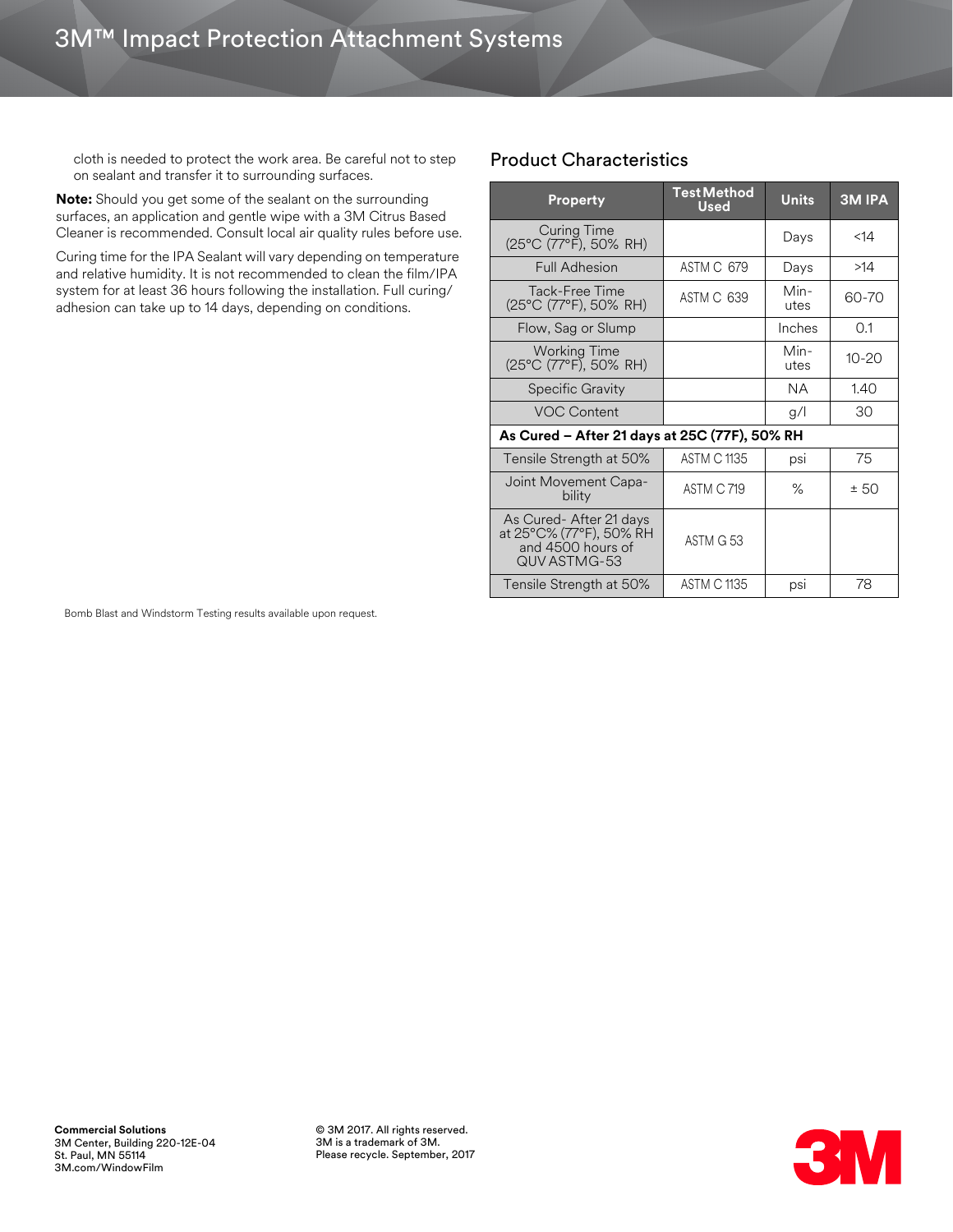cloth is needed to protect the work area. Be careful not to step on sealant and transfer it to surrounding surfaces.

**Note:** Should you get some of the sealant on the surrounding surfaces, an application and gentle wipe with a 3M Citrus Based Cleaner is recommended. Consult local air quality rules before use.

Curing time for the IPA Sealant will vary depending on temperature and relative humidity. It is not recommended to clean the film/IPA system for at least 36 hours following the installation. Full curing/adhesion can take up to 14 days, depending on conditions.

## Product Characteristics

| Property | Test Method Used | Units | 3M IPA |
|---|---|---|---|
| Curing Time (25°C (77°F), 50% RH) | | Days | <14 |
| Full Adhesion | ASTM C 679 | Days | >14 |
| Tack-Free Time (25°C (77°F), 50% RH) | ASTM C 639 | Minutes | 60-70 |
| Flow, Sag or Slump | | Inches | 0.1 |
| Working Time (25°C (77°F), 50% RH) | | Minutes | 10-20 |
| Specific Gravity | | NA | 1.40 |
| VOC Content | | g/l | 30 |
| **As Cured – After 21 days at 25C (77F), 50% RH** | | | |
| Tensile Strength at 50% | ASTM C 1135 | psi | 75 |
| Joint Movement Capability | ASTM C 719 | % | ± 50 |
| As Cured- After 21 days at 25°C% (77°F), 50% RH and 4500 hours of QUV ASTMG-53 | ASTM G 53 | | |
| Tensile Strength at 50% | ASTM C 1135 | psi | 78 |

Bomb Blast and Windstorm Testing results available upon request.

**Commercial Solutions**
3M Center, Building 220-12E-04
St. Paul, MN 55114
3M.com/WindowFilm

© 3M 2017. All rights reserved.
3M is a trademark of 3M.
Please recycle. September, 2017